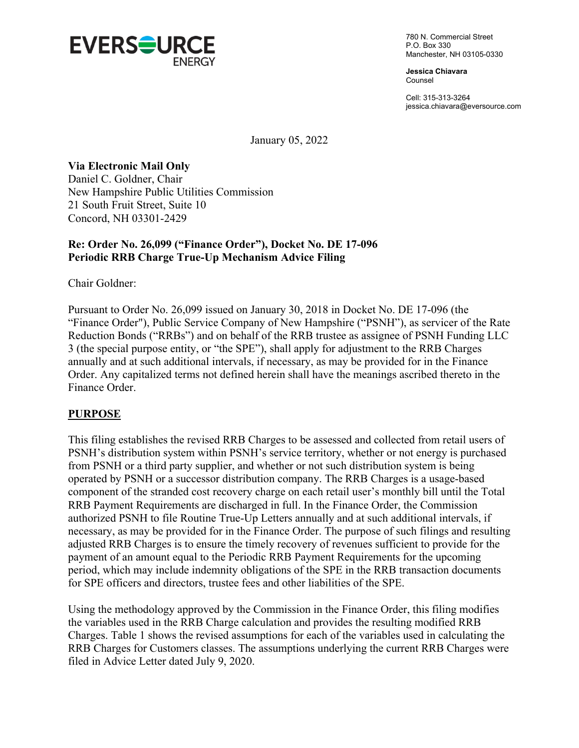EVERSOURCE ENERGY

780 N. Commercial Street
P.O. Box 330
Manchester, NH 03105-0330

**Jessica Chiavara**
Counsel

Cell: 315-313-3264
jessica.chiavara@eversource.com

January 05, 2022

**Via Electronic Mail Only**
Daniel C. Goldner, Chair
New Hampshire Public Utilities Commission
21 South Fruit Street, Suite 10
Concord, NH 03301-2429

**Re: Order No. 26,099 ("Finance Order"), Docket No. DE 17-096**
**Periodic RRB Charge True-Up Mechanism Advice Filing**

Chair Goldner:

Pursuant to Order No. 26,099 issued on January 30, 2018 in Docket No. DE 17-096 (the "Finance Order"), Public Service Company of New Hampshire ("PSNH"), as servicer of the Rate Reduction Bonds ("RRBs") and on behalf of the RRB trustee as assignee of PSNH Funding LLC 3 (the special purpose entity, or "the SPE"), shall apply for adjustment to the RRB Charges annually and at such additional intervals, if necessary, as may be provided for in the Finance Order. Any capitalized terms not defined herein shall have the meanings ascribed thereto in the Finance Order.

## PURPOSE

This filing establishes the revised RRB Charges to be assessed and collected from retail users of PSNH's distribution system within PSNH's service territory, whether or not energy is purchased from PSNH or a third party supplier, and whether or not such distribution system is being operated by PSNH or a successor distribution company. The RRB Charges is a usage-based component of the stranded cost recovery charge on each retail user's monthly bill until the Total RRB Payment Requirements are discharged in full. In the Finance Order, the Commission authorized PSNH to file Routine True-Up Letters annually and at such additional intervals, if necessary, as may be provided for in the Finance Order. The purpose of such filings and resulting adjusted RRB Charges is to ensure the timely recovery of revenues sufficient to provide for the payment of an amount equal to the Periodic RRB Payment Requirements for the upcoming period, which may include indemnity obligations of the SPE in the RRB transaction documents for SPE officers and directors, trustee fees and other liabilities of the SPE.

Using the methodology approved by the Commission in the Finance Order, this filing modifies the variables used in the RRB Charge calculation and provides the resulting modified RRB Charges. Table 1 shows the revised assumptions for each of the variables used in calculating the RRB Charges for Customers classes. The assumptions underlying the current RRB Charges were filed in Advice Letter dated July 9, 2020.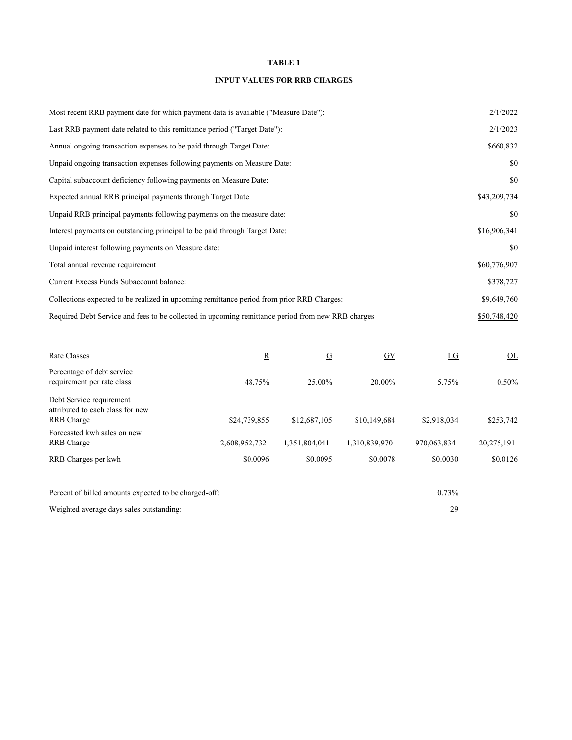**TABLE 1**

**INPUT VALUES FOR RRB CHARGES**

| | |
|---|---|
| Most recent RRB payment date for which payment data is available ("Measure Date"): | 2/1/2022 |
| Last RRB payment date related to this remittance period ("Target Date"): | 2/1/2023 |
| Annual ongoing transaction expenses to be paid through Target Date: | $660,832 |
| Unpaid ongoing transaction expenses following payments on Measure Date: | $0 |
| Capital subaccount deficiency following payments on Measure Date: | $0 |
| Expected annual RRB principal payments through Target Date: | $43,209,734 |
| Unpaid RRB principal payments following payments on the measure date: | $0 |
| Interest payments on outstanding principal to be paid through Target Date: | $16,906,341 |
| Unpaid interest following payments on Measure date: | $0 |
| Total annual revenue requirement | $60,776,907 |
| Current Excess Funds Subaccount balance: | $378,727 |
| Collections expected to be realized in upcoming remittance period from prior RRB Charges: | $9,649,760 |
| Required Debt Service and fees to be collected in upcoming remittance period from new RRB charges | $50,748,420 |

| Rate Classes | R | G | GV | LG | OL |
|---|---|---|---|---|---|
| Percentage of debt service requirement per rate class | 48.75% | 25.00% | 20.00% | 5.75% | 0.50% |
| Debt Service requirement attributed to each class for new RRB Charge | $24,739,855 | $12,687,105 | $10,149,684 | $2,918,034 | $253,742 |
| Forecasted kwh sales on new RRB Charge | 2,608,952,732 | 1,351,804,041 | 1,310,839,970 | 970,063,834 | 20,275,191 |
| RRB Charges per kwh | $0.0096 | $0.0095 | $0.0078 | $0.0030 | $0.0126 |

| | |
|---|---|
| Percent of billed amounts expected to be charged-off: | 0.73% |
| Weighted average days sales outstanding: | 29 |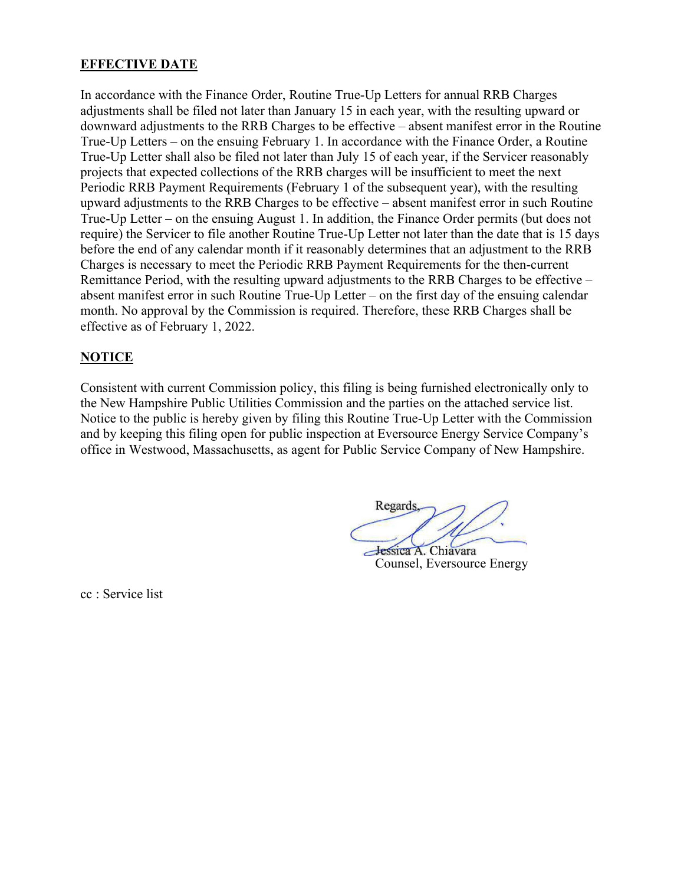**EFFECTIVE DATE**

In accordance with the Finance Order, Routine True-Up Letters for annual RRB Charges adjustments shall be filed not later than January 15 in each year, with the resulting upward or downward adjustments to the RRB Charges to be effective – absent manifest error in the Routine True-Up Letters – on the ensuing February 1. In accordance with the Finance Order, a Routine True-Up Letter shall also be filed not later than July 15 of each year, if the Servicer reasonably projects that expected collections of the RRB charges will be insufficient to meet the next Periodic RRB Payment Requirements (February 1 of the subsequent year), with the resulting upward adjustments to the RRB Charges to be effective – absent manifest error in such Routine True-Up Letter – on the ensuing August 1. In addition, the Finance Order permits (but does not require) the Servicer to file another Routine True-Up Letter not later than the date that is 15 days before the end of any calendar month if it reasonably determines that an adjustment to the RRB Charges is necessary to meet the Periodic RRB Payment Requirements for the then-current Remittance Period, with the resulting upward adjustments to the RRB Charges to be effective – absent manifest error in such Routine True-Up Letter – on the first day of the ensuing calendar month. No approval by the Commission is required. Therefore, these RRB Charges shall be effective as of February 1, 2022.

**NOTICE**

Consistent with current Commission policy, this filing is being furnished electronically only to the New Hampshire Public Utilities Commission and the parties on the attached service list. Notice to the public is hereby given by filing this Routine True-Up Letter with the Commission and by keeping this filing open for public inspection at Eversource Energy Service Company's office in Westwood, Massachusetts, as agent for Public Service Company of New Hampshire.

Regards,

Jessica A. Chiavara
Counsel, Eversource Energy

cc : Service list